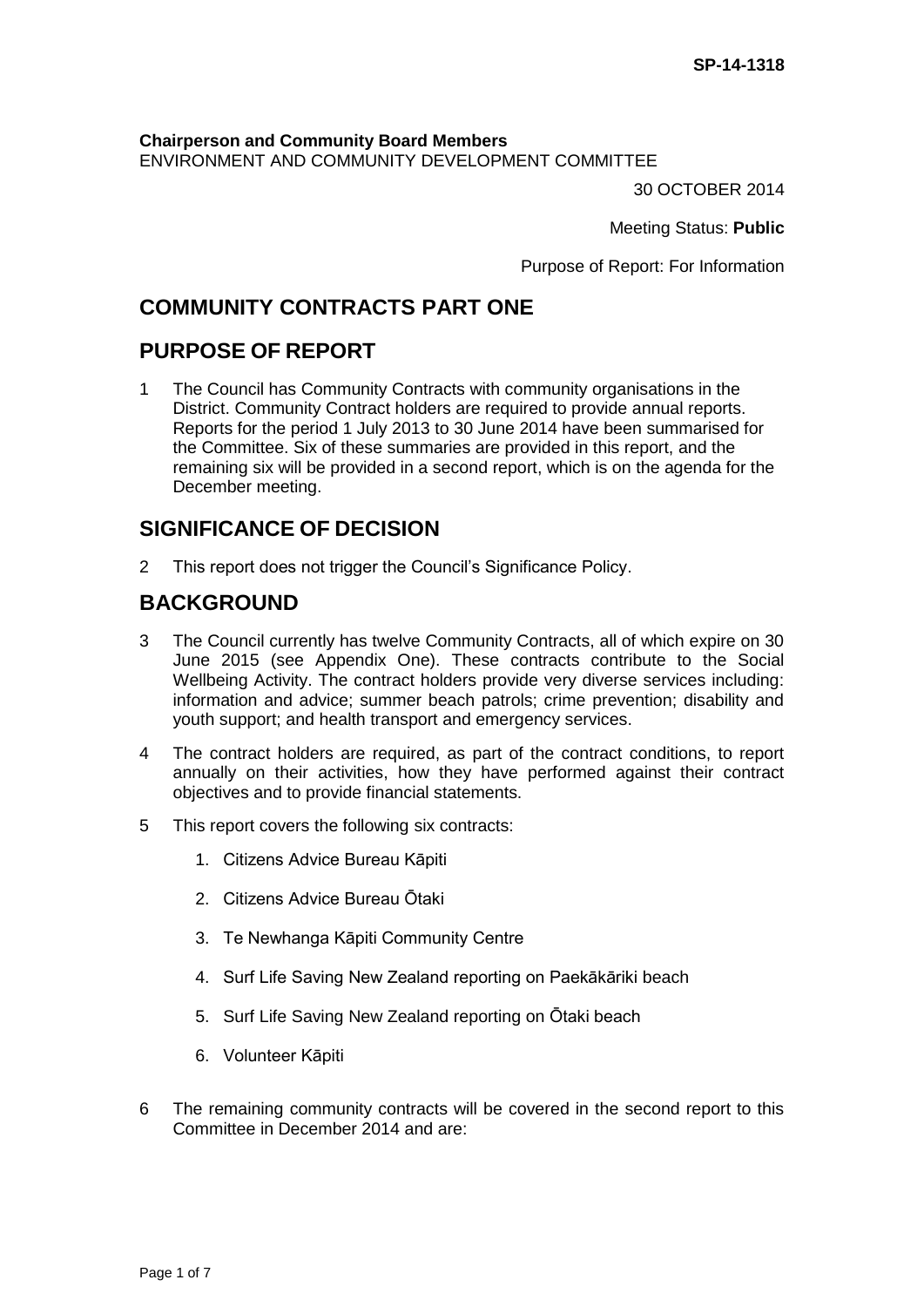SP-14-1318

**Chairperson and Community Board Members**
ENVIRONMENT AND COMMUNITY DEVELOPMENT COMMITTEE

30 OCTOBER 2014

Meeting Status: **Public**

Purpose of Report: For Information

# COMMUNITY CONTRACTS PART ONE

## PURPOSE OF REPORT

1 The Council has Community Contracts with community organisations in the District. Community Contract holders are required to provide annual reports. Reports for the period 1 July 2013 to 30 June 2014 have been summarised for the Committee. Six of these summaries are provided in this report, and the remaining six will be provided in a second report, which is on the agenda for the December meeting.

## SIGNIFICANCE OF DECISION

2 This report does not trigger the Council's Significance Policy.

## BACKGROUND

3 The Council currently has twelve Community Contracts, all of which expire on 30 June 2015 (see Appendix One). These contracts contribute to the Social Wellbeing Activity. The contract holders provide very diverse services including: information and advice; summer beach patrols; crime prevention; disability and youth support; and health transport and emergency services.

4 The contract holders are required, as part of the contract conditions, to report annually on their activities, how they have performed against their contract objectives and to provide financial statements.

5 This report covers the following six contracts:

1. Citizens Advice Bureau Kāpiti
2. Citizens Advice Bureau Ōtaki
3. Te Newhanga Kāpiti Community Centre
4. Surf Life Saving New Zealand reporting on Paekākāriki beach
5. Surf Life Saving New Zealand reporting on Ōtaki beach
6. Volunteer Kāpiti

6 The remaining community contracts will be covered in the second report to this Committee in December 2014 and are: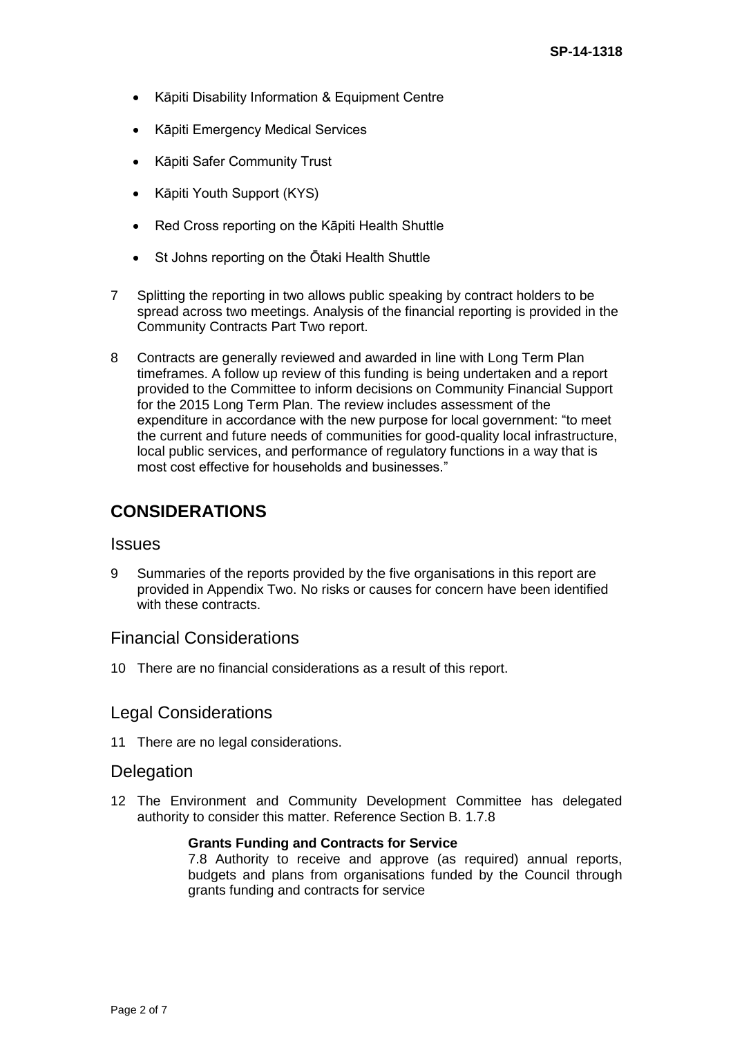- Kāpiti Disability Information & Equipment Centre
- Kāpiti Emergency Medical Services
- Kāpiti Safer Community Trust
- Kāpiti Youth Support (KYS)
- Red Cross reporting on the Kāpiti Health Shuttle
- St Johns reporting on the Ōtaki Health Shuttle

7 Splitting the reporting in two allows public speaking by contract holders to be spread across two meetings. Analysis of the financial reporting is provided in the Community Contracts Part Two report.

8 Contracts are generally reviewed and awarded in line with Long Term Plan timeframes. A follow up review of this funding is being undertaken and a report provided to the Committee to inform decisions on Community Financial Support for the 2015 Long Term Plan. The review includes assessment of the expenditure in accordance with the new purpose for local government: "to meet the current and future needs of communities for good-quality local infrastructure, local public services, and performance of regulatory functions in a way that is most cost effective for households and businesses."

# CONSIDERATIONS

## Issues

9 Summaries of the reports provided by the five organisations in this report are provided in Appendix Two. No risks or causes for concern have been identified with these contracts.

## Financial Considerations

10 There are no financial considerations as a result of this report.

## Legal Considerations

11 There are no legal considerations.

## Delegation

12 The Environment and Community Development Committee has delegated authority to consider this matter. Reference Section B. 1.7.8

> **Grants Funding and Contracts for Service**
> 7.8 Authority to receive and approve (as required) annual reports, budgets and plans from organisations funded by the Council through grants funding and contracts for service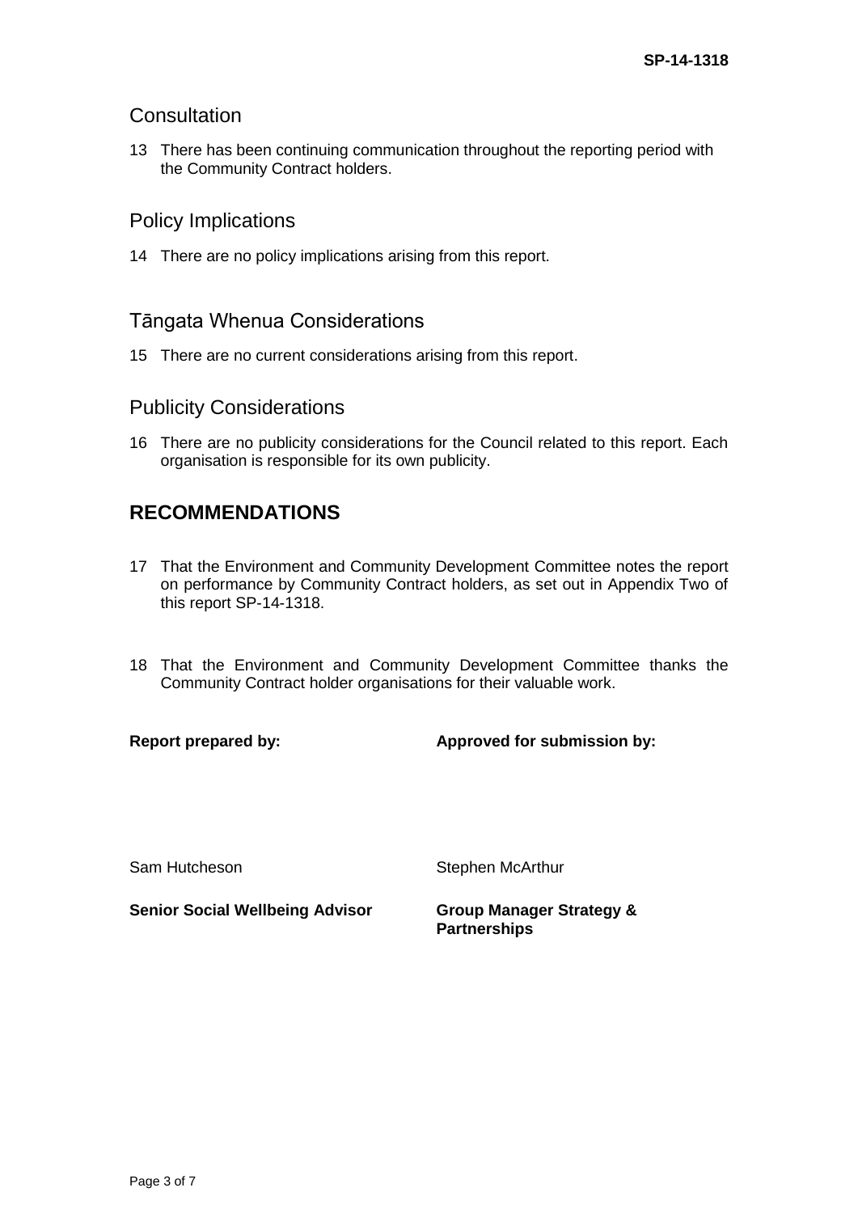## Consultation

13 There has been continuing communication throughout the reporting period with the Community Contract holders.

## Policy Implications

14 There are no policy implications arising from this report.

## Tāngata Whenua Considerations

15 There are no current considerations arising from this report.

## Publicity Considerations

16 There are no publicity considerations for the Council related to this report. Each organisation is responsible for its own publicity.

# RECOMMENDATIONS

17 That the Environment and Community Development Committee notes the report on performance by Community Contract holders, as set out in Appendix Two of this report SP-14-1318.

18 That the Environment and Community Development Committee thanks the Community Contract holder organisations for their valuable work.

| **Report prepared by:** | **Approved for submission by:** |
|---|---|
| Sam Hutcheson | Stephen McArthur |
| **Senior Social Wellbeing Advisor** | **Group Manager Strategy & Partnerships** |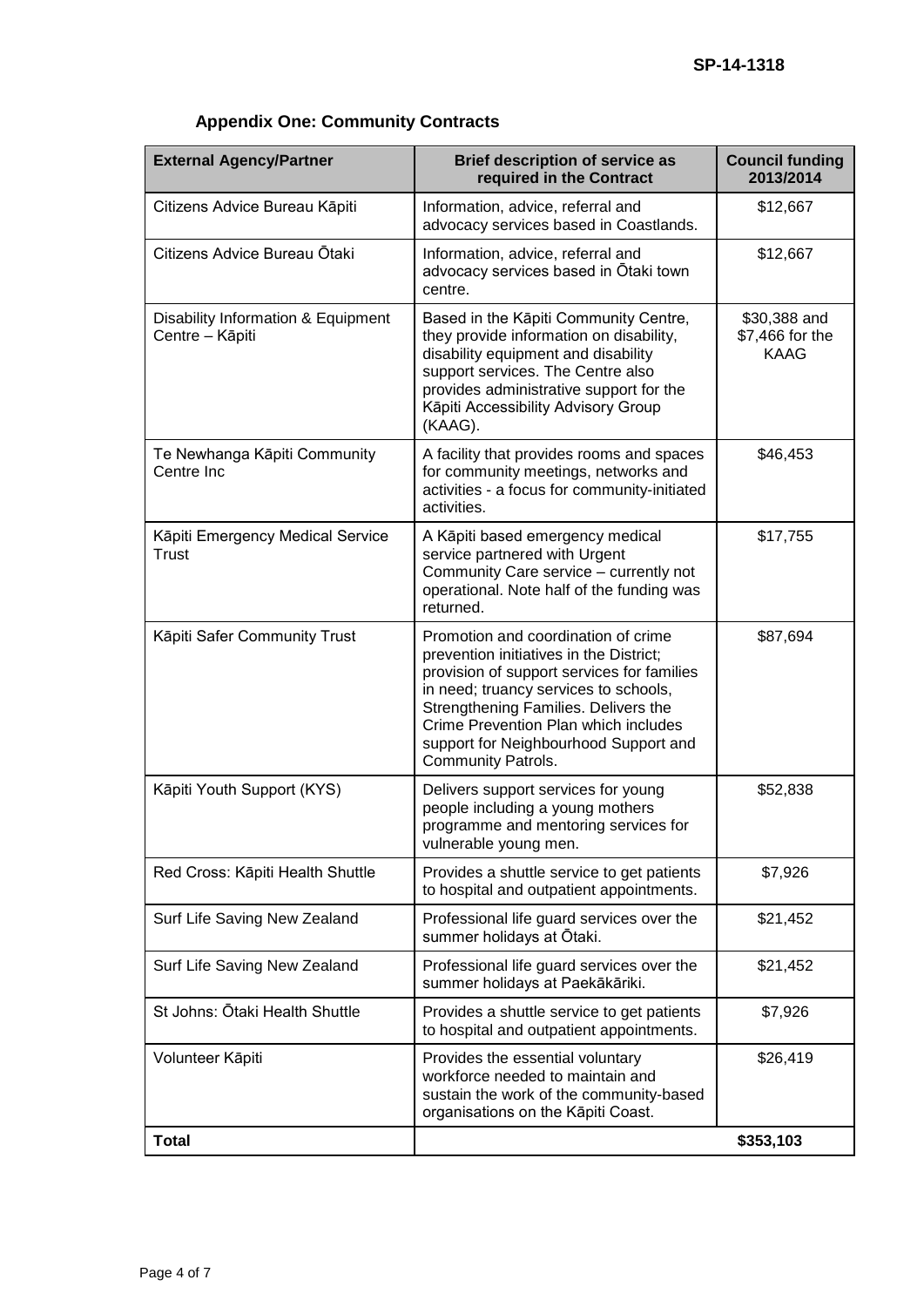SP-14-1318

## Appendix One: Community Contracts

| External Agency/Partner | Brief description of service as required in the Contract | Council funding 2013/2014 |
|---|---|---|
| Citizens Advice Bureau Kāpiti | Information, advice, referral and advocacy services based in Coastlands. | $12,667 |
| Citizens Advice Bureau Ōtaki | Information, advice, referral and advocacy services based in Ōtaki town centre. | $12,667 |
| Disability Information & Equipment Centre – Kāpiti | Based in the Kāpiti Community Centre, they provide information on disability, disability equipment and disability support services. The Centre also provides administrative support for the Kāpiti Accessibility Advisory Group (KAAG). | $30,388 and $7,466 for the KAAG |
| Te Newhanga Kāpiti Community Centre Inc | A facility that provides rooms and spaces for community meetings, networks and activities - a focus for community-initiated activities. | $46,453 |
| Kāpiti Emergency Medical Service Trust | A Kāpiti based emergency medical service partnered with Urgent Community Care service – currently not operational. Note half of the funding was returned. | $17,755 |
| Kāpiti Safer Community Trust | Promotion and coordination of crime prevention initiatives in the District; provision of support services for families in need; truancy services to schools, Strengthening Families. Delivers the Crime Prevention Plan which includes support for Neighbourhood Support and Community Patrols. | $87,694 |
| Kāpiti Youth Support (KYS) | Delivers support services for young people including a young mothers programme and mentoring services for vulnerable young men. | $52,838 |
| Red Cross: Kāpiti Health Shuttle | Provides a shuttle service to get patients to hospital and outpatient appointments. | $7,926 |
| Surf Life Saving New Zealand | Professional life guard services over the summer holidays at Ōtaki. | $21,452 |
| Surf Life Saving New Zealand | Professional life guard services over the summer holidays at Paekākāriki. | $21,452 |
| St Johns: Ōtaki Health Shuttle | Provides a shuttle service to get patients to hospital and outpatient appointments. | $7,926 |
| Volunteer Kāpiti | Provides the essential voluntary workforce needed to maintain and sustain the work of the community-based organisations on the Kāpiti Coast. | $26,419 |
| **Total** | | **$353,103** |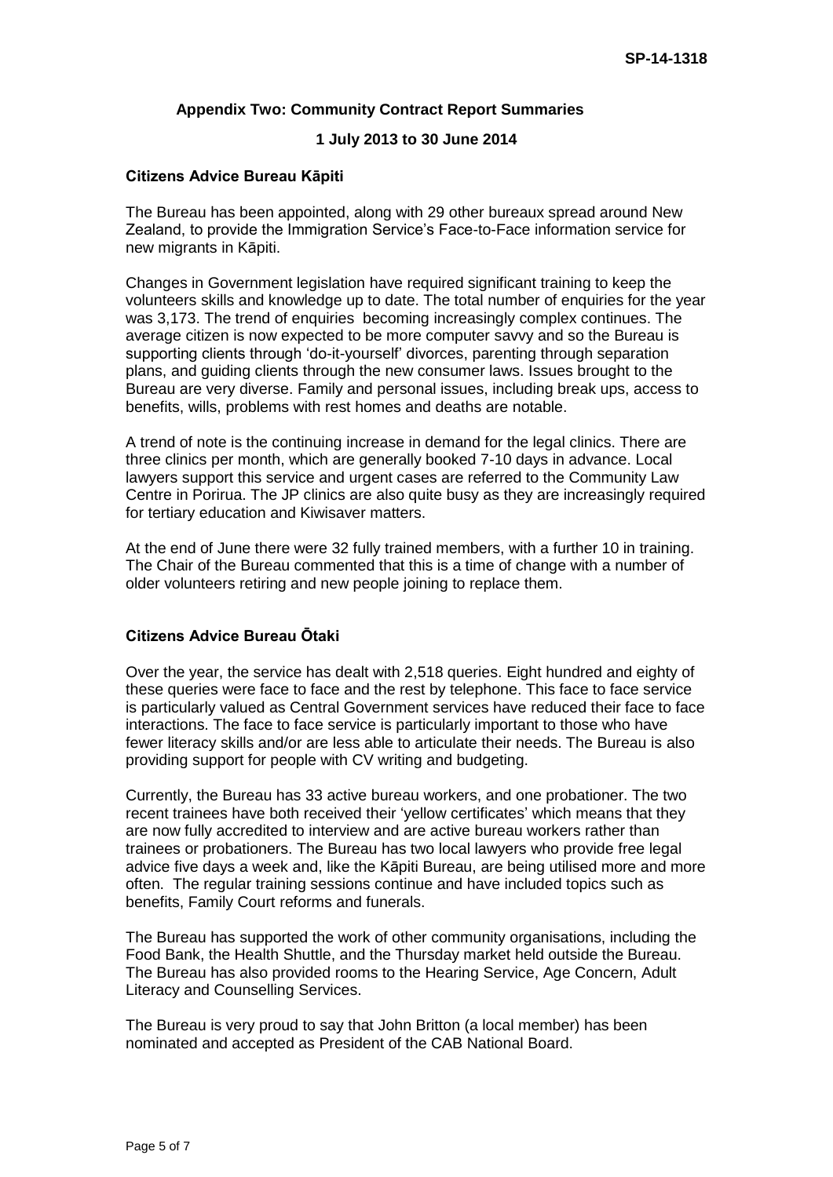## Appendix Two: Community Contract Report Summaries

### 1 July 2013 to 30 June 2014

**Citizens Advice Bureau Kāpiti**

The Bureau has been appointed, along with 29 other bureaux spread around New Zealand, to provide the Immigration Service's Face-to-Face information service for new migrants in Kāpiti.

Changes in Government legislation have required significant training to keep the volunteers skills and knowledge up to date. The total number of enquiries for the year was 3,173. The trend of enquiries becoming increasingly complex continues. The average citizen is now expected to be more computer savvy and so the Bureau is supporting clients through 'do-it-yourself' divorces, parenting through separation plans, and guiding clients through the new consumer laws. Issues brought to the Bureau are very diverse. Family and personal issues, including break ups, access to benefits, wills, problems with rest homes and deaths are notable.

A trend of note is the continuing increase in demand for the legal clinics. There are three clinics per month, which are generally booked 7-10 days in advance. Local lawyers support this service and urgent cases are referred to the Community Law Centre in Porirua. The JP clinics are also quite busy as they are increasingly required for tertiary education and Kiwisaver matters.

At the end of June there were 32 fully trained members, with a further 10 in training. The Chair of the Bureau commented that this is a time of change with a number of older volunteers retiring and new people joining to replace them.

**Citizens Advice Bureau Ōtaki**

Over the year, the service has dealt with 2,518 queries. Eight hundred and eighty of these queries were face to face and the rest by telephone. This face to face service is particularly valued as Central Government services have reduced their face to face interactions. The face to face service is particularly important to those who have fewer literacy skills and/or are less able to articulate their needs. The Bureau is also providing support for people with CV writing and budgeting.

Currently, the Bureau has 33 active bureau workers, and one probationer. The two recent trainees have both received their 'yellow certificates' which means that they are now fully accredited to interview and are active bureau workers rather than trainees or probationers. The Bureau has two local lawyers who provide free legal advice five days a week and, like the Kāpiti Bureau, are being utilised more and more often. The regular training sessions continue and have included topics such as benefits, Family Court reforms and funerals.

The Bureau has supported the work of other community organisations, including the Food Bank, the Health Shuttle, and the Thursday market held outside the Bureau. The Bureau has also provided rooms to the Hearing Service, Age Concern, Adult Literacy and Counselling Services.

The Bureau is very proud to say that John Britton (a local member) has been nominated and accepted as President of the CAB National Board.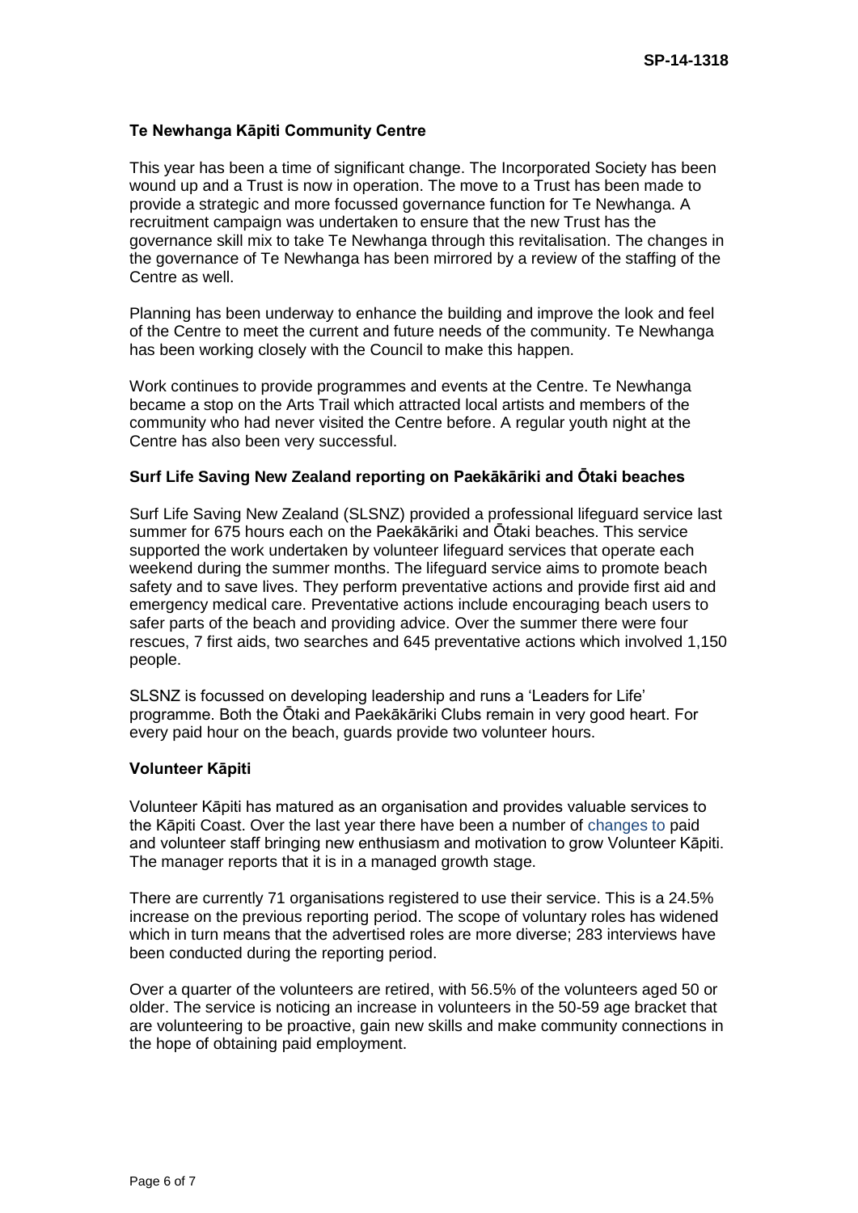### Te Newhanga Kāpiti Community Centre

This year has been a time of significant change. The Incorporated Society has been wound up and a Trust is now in operation. The move to a Trust has been made to provide a strategic and more focussed governance function for Te Newhanga. A recruitment campaign was undertaken to ensure that the new Trust has the governance skill mix to take Te Newhanga through this revitalisation. The changes in the governance of Te Newhanga has been mirrored by a review of the staffing of the Centre as well.

Planning has been underway to enhance the building and improve the look and feel of the Centre to meet the current and future needs of the community. Te Newhanga has been working closely with the Council to make this happen.

Work continues to provide programmes and events at the Centre. Te Newhanga became a stop on the Arts Trail which attracted local artists and members of the community who had never visited the Centre before. A regular youth night at the Centre has also been very successful.

### Surf Life Saving New Zealand reporting on Paekākāriki and Ōtaki beaches

Surf Life Saving New Zealand (SLSNZ) provided a professional lifeguard service last summer for 675 hours each on the Paekākāriki and Ōtaki beaches. This service supported the work undertaken by volunteer lifeguard services that operate each weekend during the summer months. The lifeguard service aims to promote beach safety and to save lives. They perform preventative actions and provide first aid and emergency medical care. Preventative actions include encouraging beach users to safer parts of the beach and providing advice. Over the summer there were four rescues, 7 first aids, two searches and 645 preventative actions which involved 1,150 people.

SLSNZ is focussed on developing leadership and runs a 'Leaders for Life' programme. Both the Ōtaki and Paekākāriki Clubs remain in very good heart. For every paid hour on the beach, guards provide two volunteer hours.

### Volunteer Kāpiti

Volunteer Kāpiti has matured as an organisation and provides valuable services to the Kāpiti Coast. Over the last year there have been a number of changes to paid and volunteer staff bringing new enthusiasm and motivation to grow Volunteer Kāpiti. The manager reports that it is in a managed growth stage.

There are currently 71 organisations registered to use their service. This is a 24.5% increase on the previous reporting period. The scope of voluntary roles has widened which in turn means that the advertised roles are more diverse; 283 interviews have been conducted during the reporting period.

Over a quarter of the volunteers are retired, with 56.5% of the volunteers aged 50 or older. The service is noticing an increase in volunteers in the 50-59 age bracket that are volunteering to be proactive, gain new skills and make community connections in the hope of obtaining paid employment.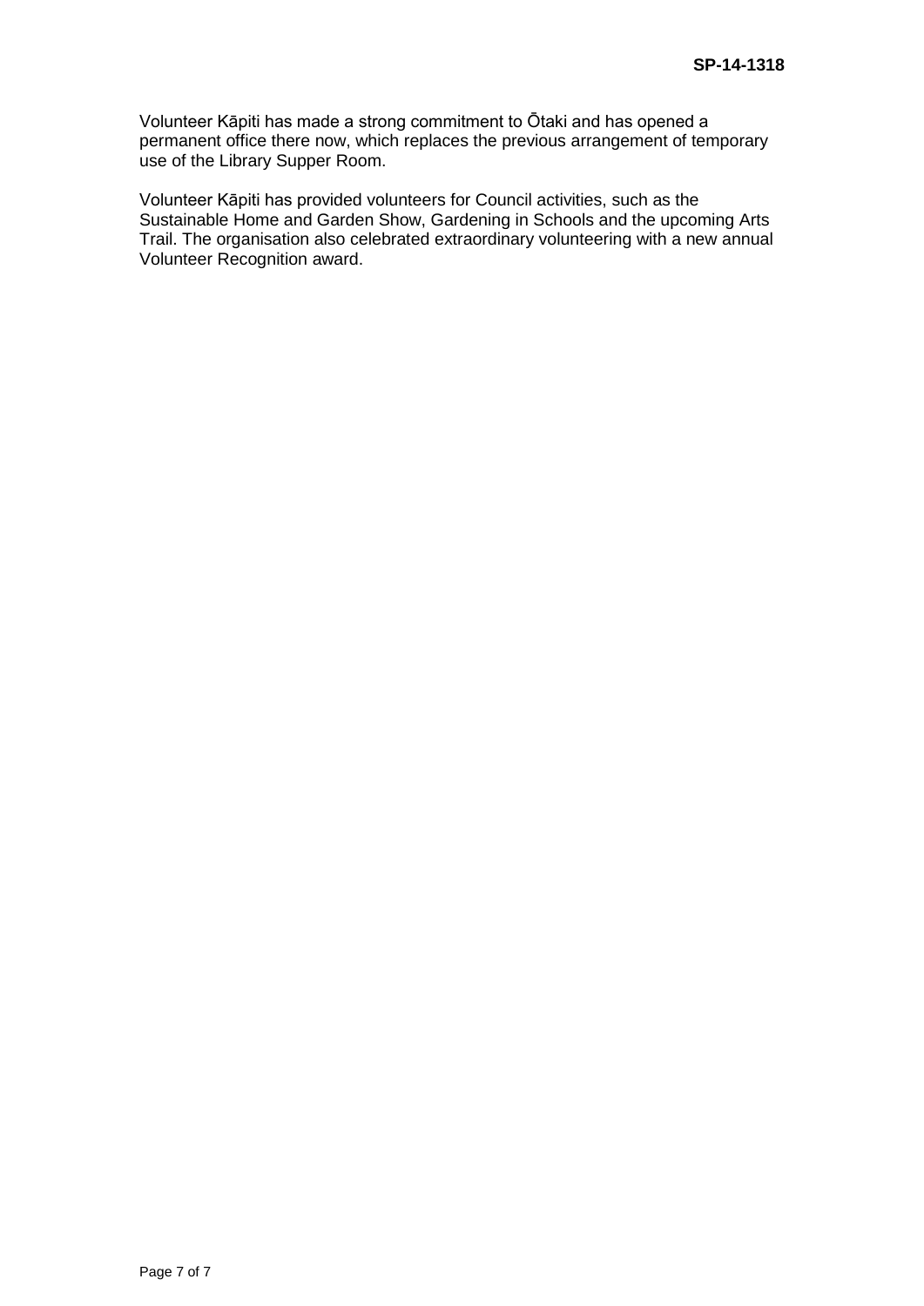Volunteer Kāpiti has made a strong commitment to Ōtaki and has opened a permanent office there now, which replaces the previous arrangement of temporary use of the Library Supper Room.

Volunteer Kāpiti has provided volunteers for Council activities, such as the Sustainable Home and Garden Show, Gardening in Schools and the upcoming Arts Trail. The organisation also celebrated extraordinary volunteering with a new annual Volunteer Recognition award.